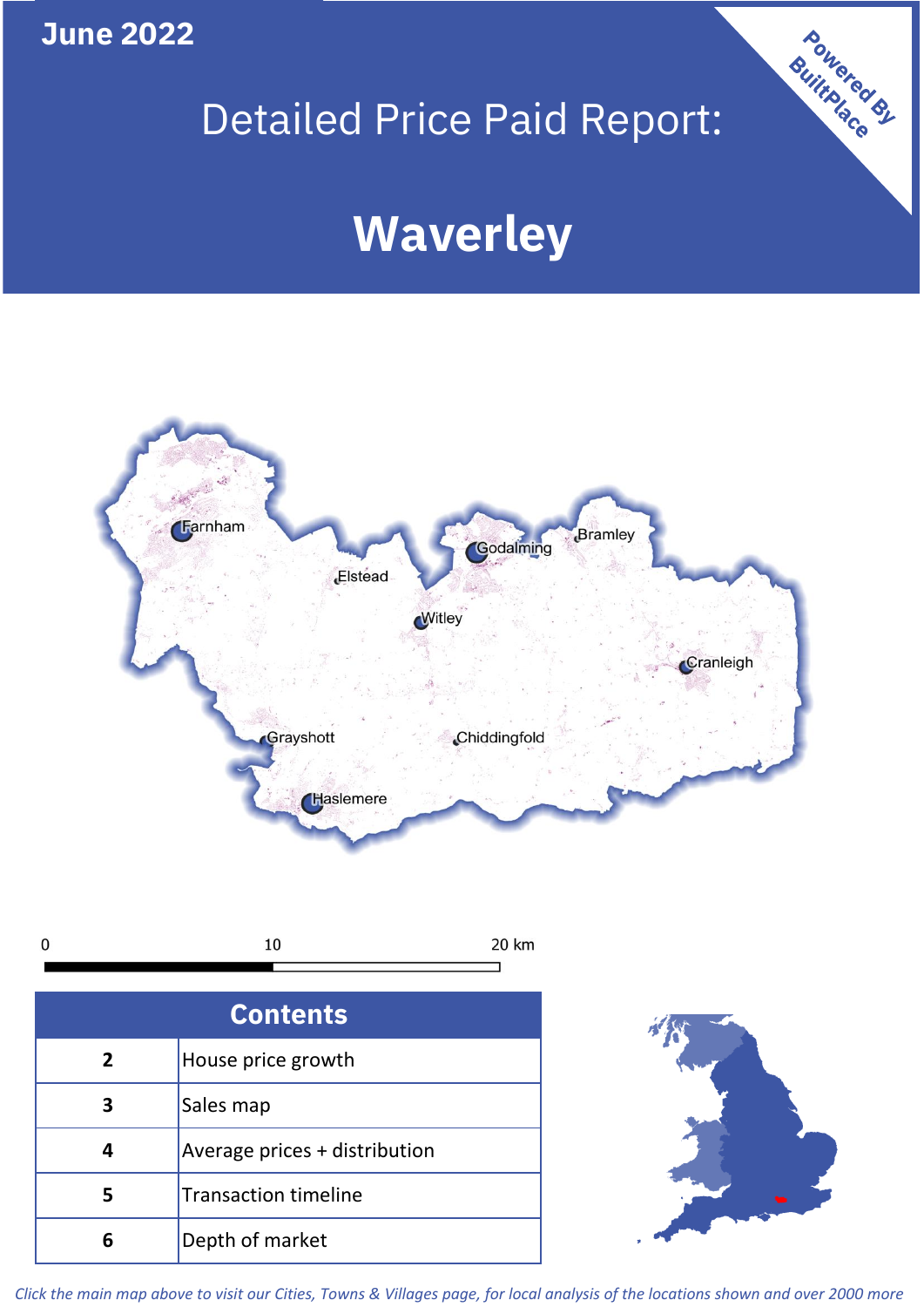June 2022

# Detailed Price Paid Report:

# Waverley

Powered By BuiltPlace

| Contents | |
|---|---|
| 2 | House price growth |
| 3 | Sales map |
| 4 | Average prices + distribution |
| 5 | Transaction timeline |
| 6 | Depth of market |

*Click the main map above to visit our Cities, Towns & Villages page, for local analysis of the locations shown and over 2000 more*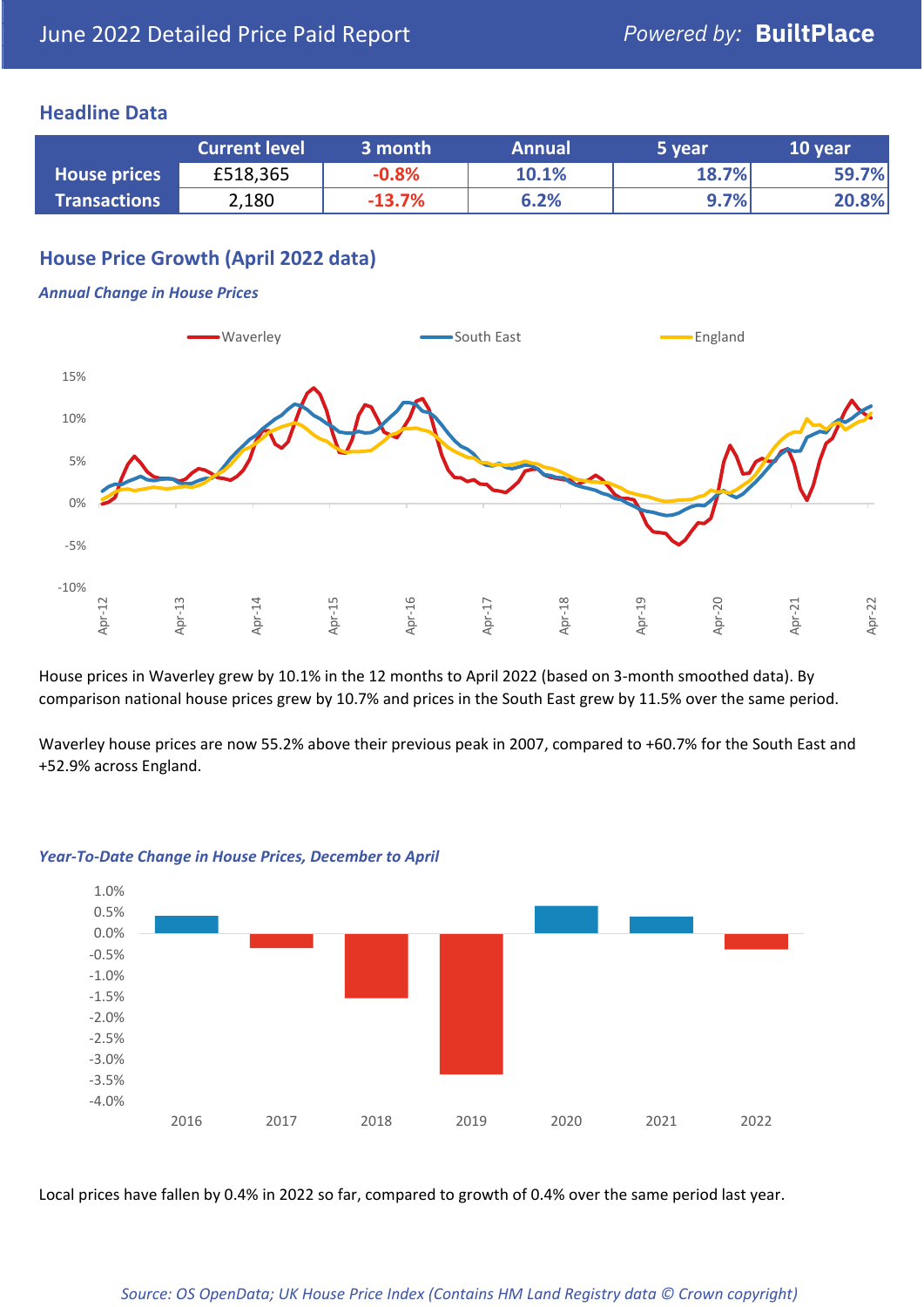# June 2022 Detailed Price Paid Report

*Powered by:* **BuiltPlace**

## Headline Data

| | Current level | 3 month | Annual | 5 year | 10 year |
|---|---|---|---|---|---|
| **House prices** | £518,365 | -0.8% | 10.1% | 18.7% | 59.7% |
| **Transactions** | 2,180 | -13.7% | 6.2% | 9.7% | 20.8% |

## House Price Growth (April 2022 data)

***Annual Change in House Prices***

House prices in Waverley grew by 10.1% in the 12 months to April 2022 (based on 3-month smoothed data). By comparison national house prices grew by 10.7% and prices in the South East grew by 11.5% over the same period.

Waverley house prices are now 55.2% above their previous peak in 2007, compared to +60.7% for the South East and +52.9% across England.

***Year-To-Date Change in House Prices, December to April***

Local prices have fallen by 0.4% in 2022 so far, compared to growth of 0.4% over the same period last year.

*Source: OS OpenData; UK House Price Index (Contains HM Land Registry data © Crown copyright)*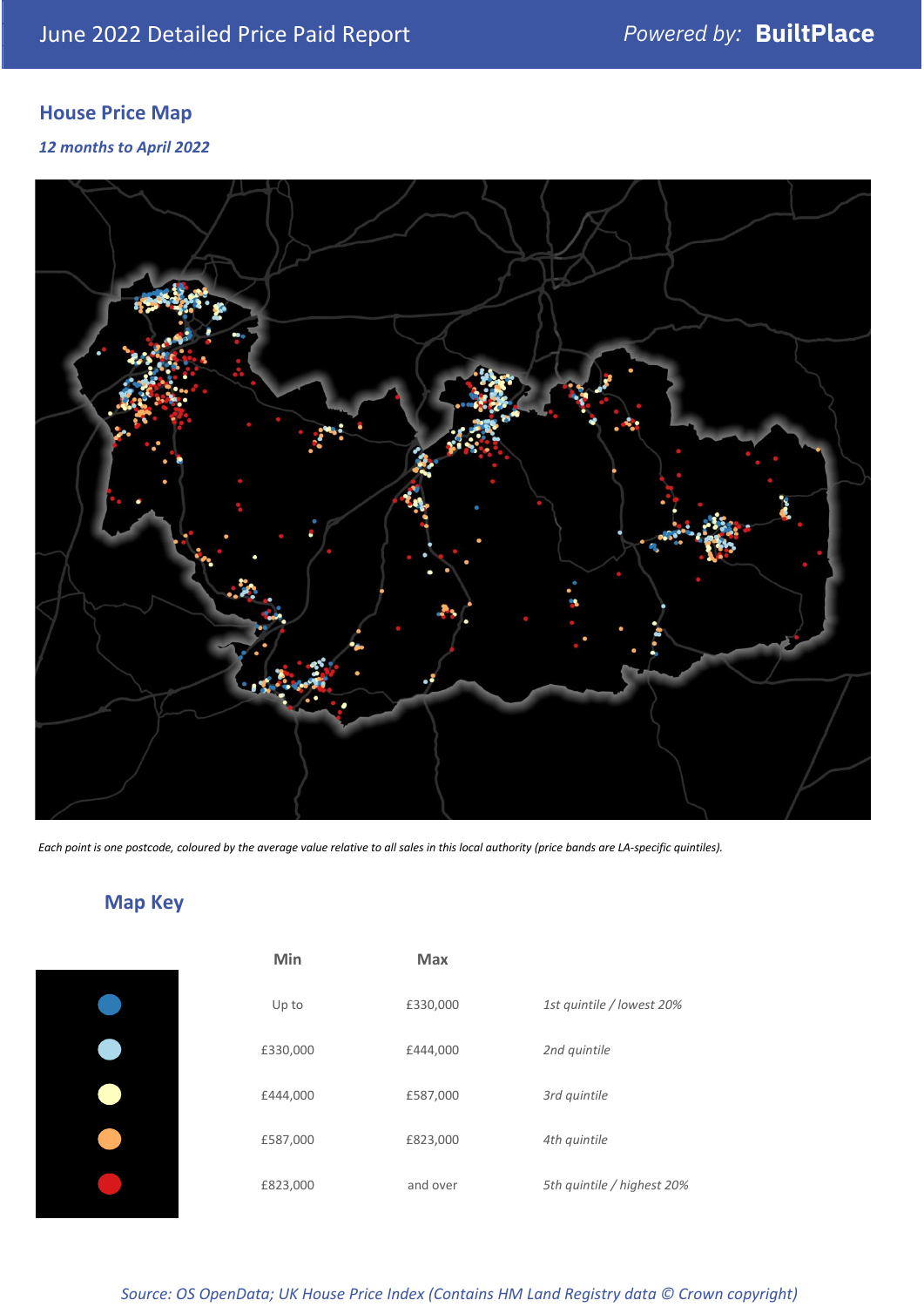June 2022 Detailed Price Paid Report

Powered by: **BuiltPlace**

## House Price Map

*12 months to April 2022*

*Each point is one postcode, coloured by the average value relative to all sales in this local authority (price bands are LA-specific quintiles).*

## Map Key

| | Min | Max | |
|---|---|---|---|
| | Up to | £330,000 | *1st quintile / lowest 20%* |
| | £330,000 | £444,000 | *2nd quintile* |
| | £444,000 | £587,000 | *3rd quintile* |
| | £587,000 | £823,000 | *4th quintile* |
| | £823,000 | and over | *5th quintile / highest 20%* |

*Source: OS OpenData; UK House Price Index (Contains HM Land Registry data © Crown copyright)*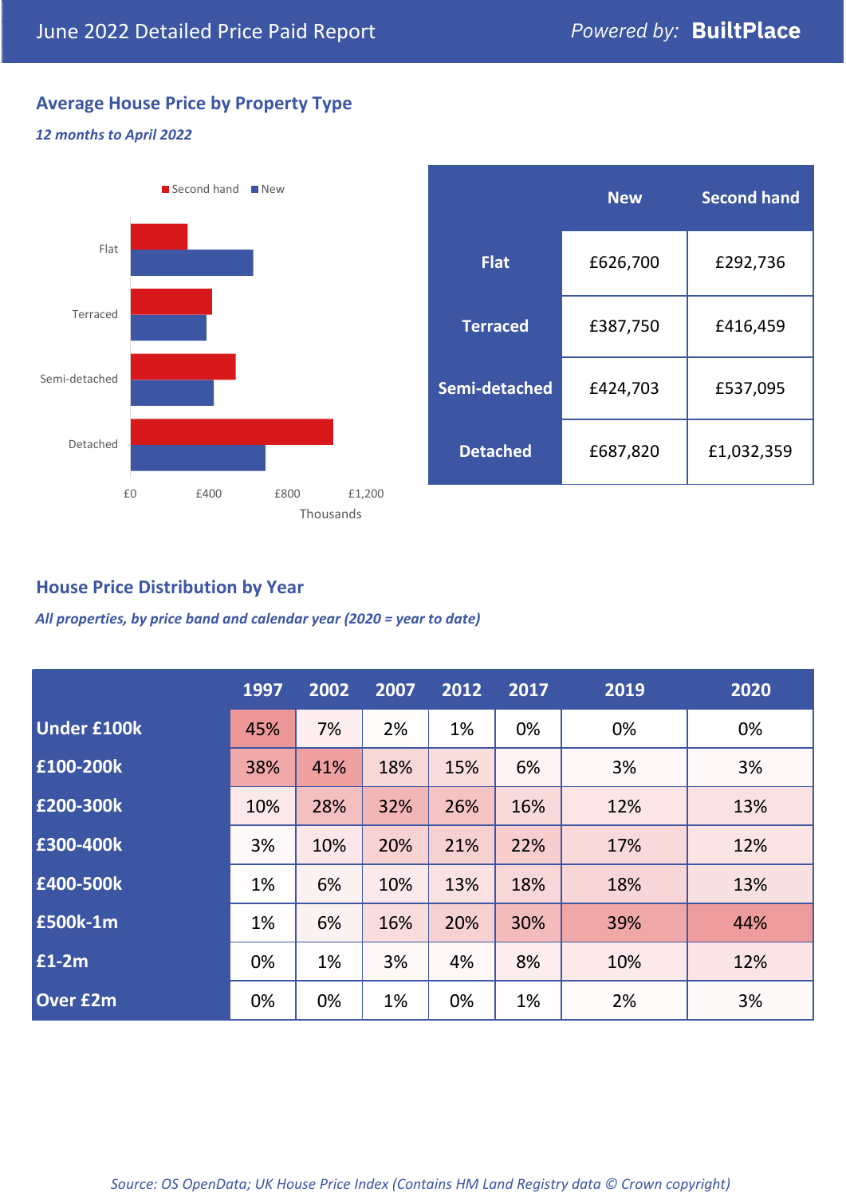# June 2022 Detailed Price Paid Report

Powered by: **BuiltPlace**

## Average House Price by Property Type

*12 months to April 2022*

|  | New | Second hand |
|---|---|---|
| **Flat** | £626,700 | £292,736 |
| **Terraced** | £387,750 | £416,459 |
| **Semi-detached** | £424,703 | £537,095 |
| **Detached** | £687,820 | £1,032,359 |

## House Price Distribution by Year

*All properties, by price band and calendar year (2020 = year to date)*

|  | 1997 | 2002 | 2007 | 2012 | 2017 | 2019 | 2020 |
|---|---|---|---|---|---|---|---|
| **Under £100k** | 45% | 7% | 2% | 1% | 0% | 0% | 0% |
| **£100-200k** | 38% | 41% | 18% | 15% | 6% | 3% | 3% |
| **£200-300k** | 10% | 28% | 32% | 26% | 16% | 12% | 13% |
| **£300-400k** | 3% | 10% | 20% | 21% | 22% | 17% | 12% |
| **£400-500k** | 1% | 6% | 10% | 13% | 18% | 18% | 13% |
| **£500k-1m** | 1% | 6% | 16% | 20% | 30% | 39% | 44% |
| **£1-2m** | 0% | 1% | 3% | 4% | 8% | 10% | 12% |
| **Over £2m** | 0% | 0% | 1% | 0% | 1% | 2% | 3% |

*Source: OS OpenData; UK House Price Index (Contains HM Land Registry data © Crown copyright)*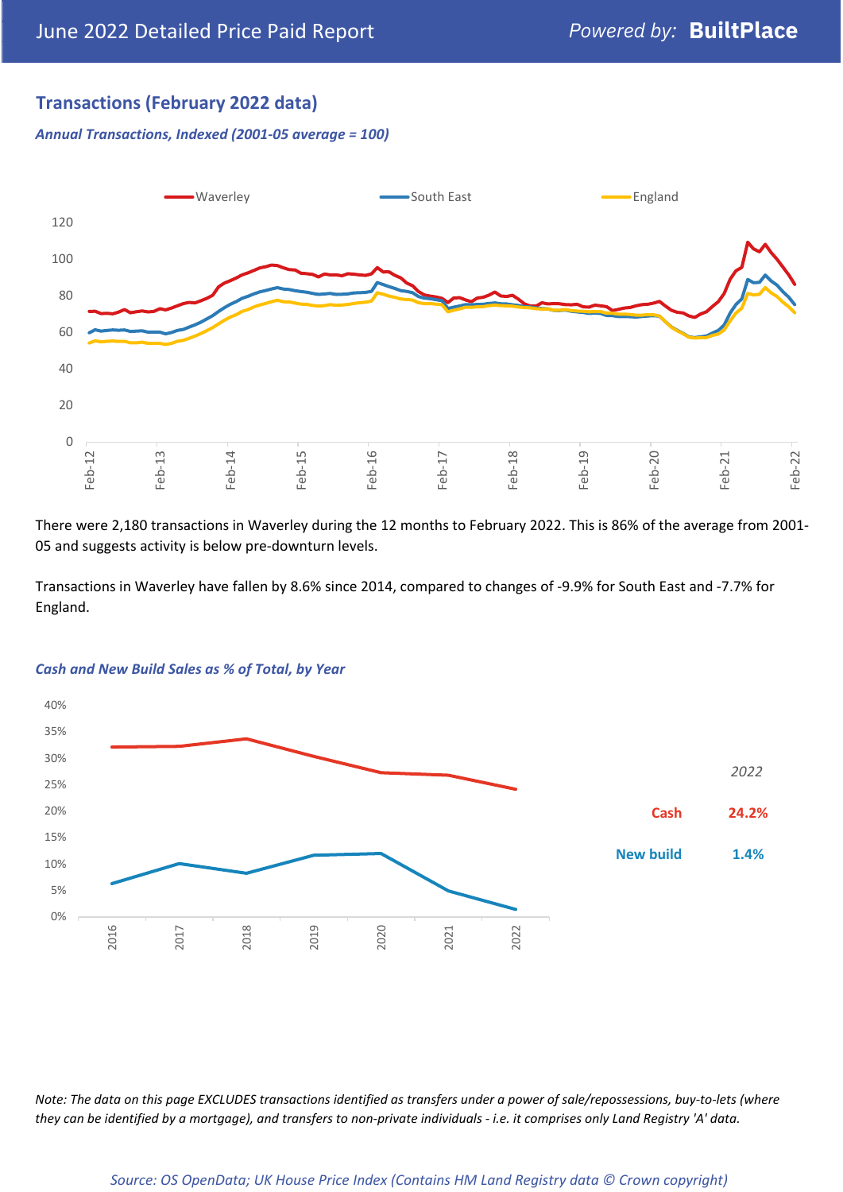## Transactions (February 2022 data)

*Annual Transactions, Indexed (2001-05 average = 100)*

There were 2,180 transactions in Waverley during the 12 months to February 2022. This is 86% of the average from 2001-05 and suggests activity is below pre-downturn levels.

Transactions in Waverley have fallen by 8.6% since 2014, compared to changes of -9.9% for South East and -7.7% for England.

*Cash and New Build Sales as % of Total, by Year*

*2022*

| | |
|---|---|
| Cash | 24.2% |
| New build | 1.4% |

*Note: The data on this page EXCLUDES transactions identified as transfers under a power of sale/repossessions, buy-to-lets (where they can be identified by a mortgage), and transfers to non-private individuals - i.e. it comprises only Land Registry 'A' data.*

*Source: OS OpenData; UK House Price Index (Contains HM Land Registry data © Crown copyright)*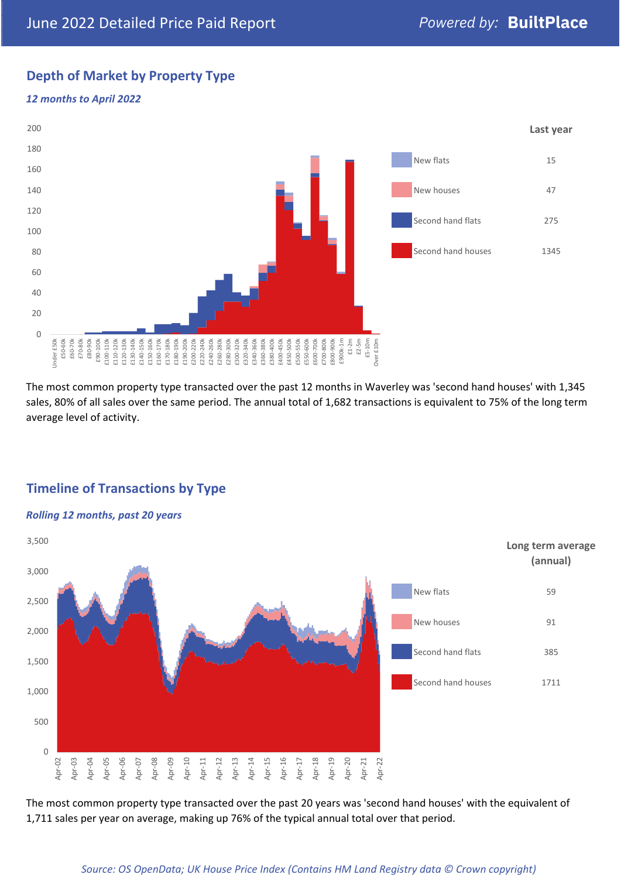# June 2022 Detailed Price Paid Report

Powered by: **BuiltPlace**

## Depth of Market by Property Type

*12 months to April 2022*

200
180
160
140
120
100
80
60
40
20
0

Under £50k, £50-60k, £60-70k, £70-80k, £80-90k, £90-100k, £100-110k, £110-120k, £120-130k, £130-140k, £140-150k, £150-160k, £160-170k, £170-180k, £180-190k, £190-200k, £200-220k, £220-240k, £240-260k, £260-280k, £280-300k, £300-320k, £320-340k, £340-360k, £360-380k, £380-400k, £400-450k, £450-500k, £500-550k, £550-600k, £600-700k, £700-800k, £800-900k, £900k-1m, £1-2m, £2-5m, £5-10m, Over £10m

Last year

New flats 15
New houses 47
Second hand flats 275
Second hand houses 1345

The most common property type transacted over the past 12 months in Waverley was 'second hand houses' with 1,345 sales, 80% of all sales over the same period. The annual total of 1,682 transactions is equivalent to 75% of the long term average level of activity.

## Timeline of Transactions by Type

*Rolling 12 months, past 20 years*

3,500
3,000
2,500
2,000
1,500
1,000
500
0

Apr-02, Apr-03, Apr-04, Apr-05, Apr-06, Apr-07, Apr-08, Apr-09, Apr-10, Apr-11, Apr-12, Apr-13, Apr-14, Apr-15, Apr-16, Apr-17, Apr-18, Apr-19, Apr-20, Apr-21, Apr-22

Long term average (annual)

New flats 59
New houses 91
Second hand flats 385
Second hand houses 1711

The most common property type transacted over the past 20 years was 'second hand houses' with the equivalent of 1,711 sales per year on average, making up 76% of the typical annual total over that period.

*Source: OS OpenData; UK House Price Index (Contains HM Land Registry data © Crown copyright)*